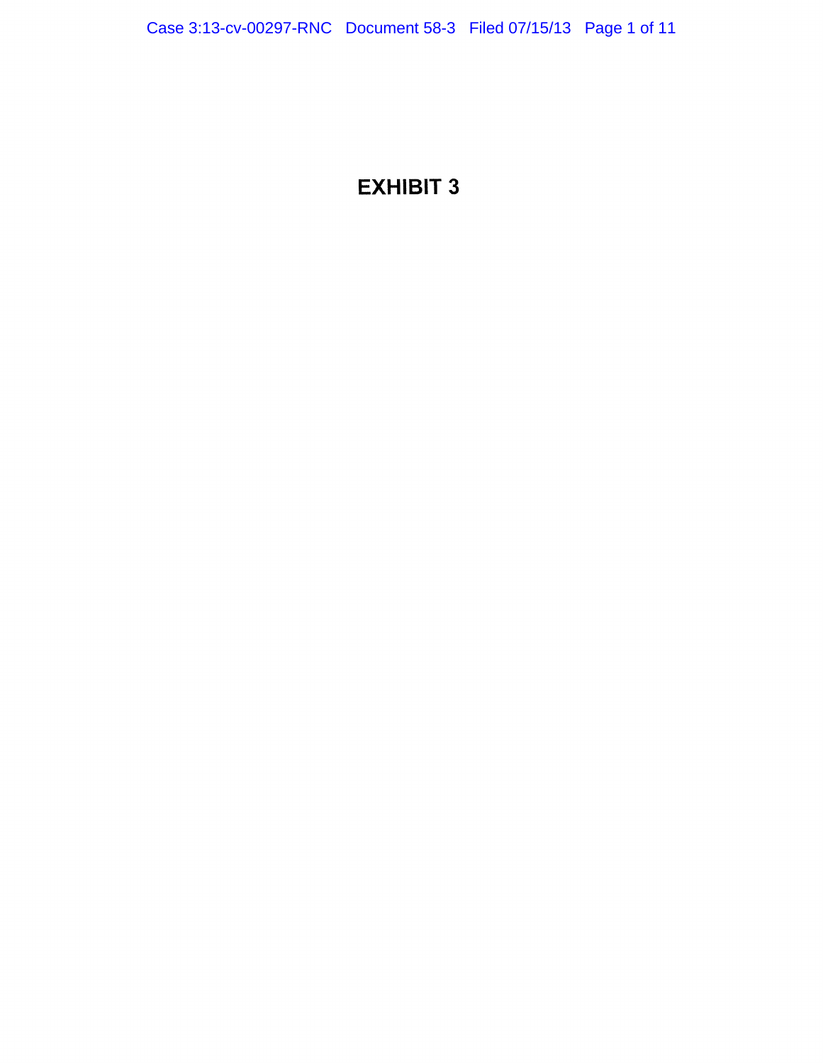# EXHIBIT 3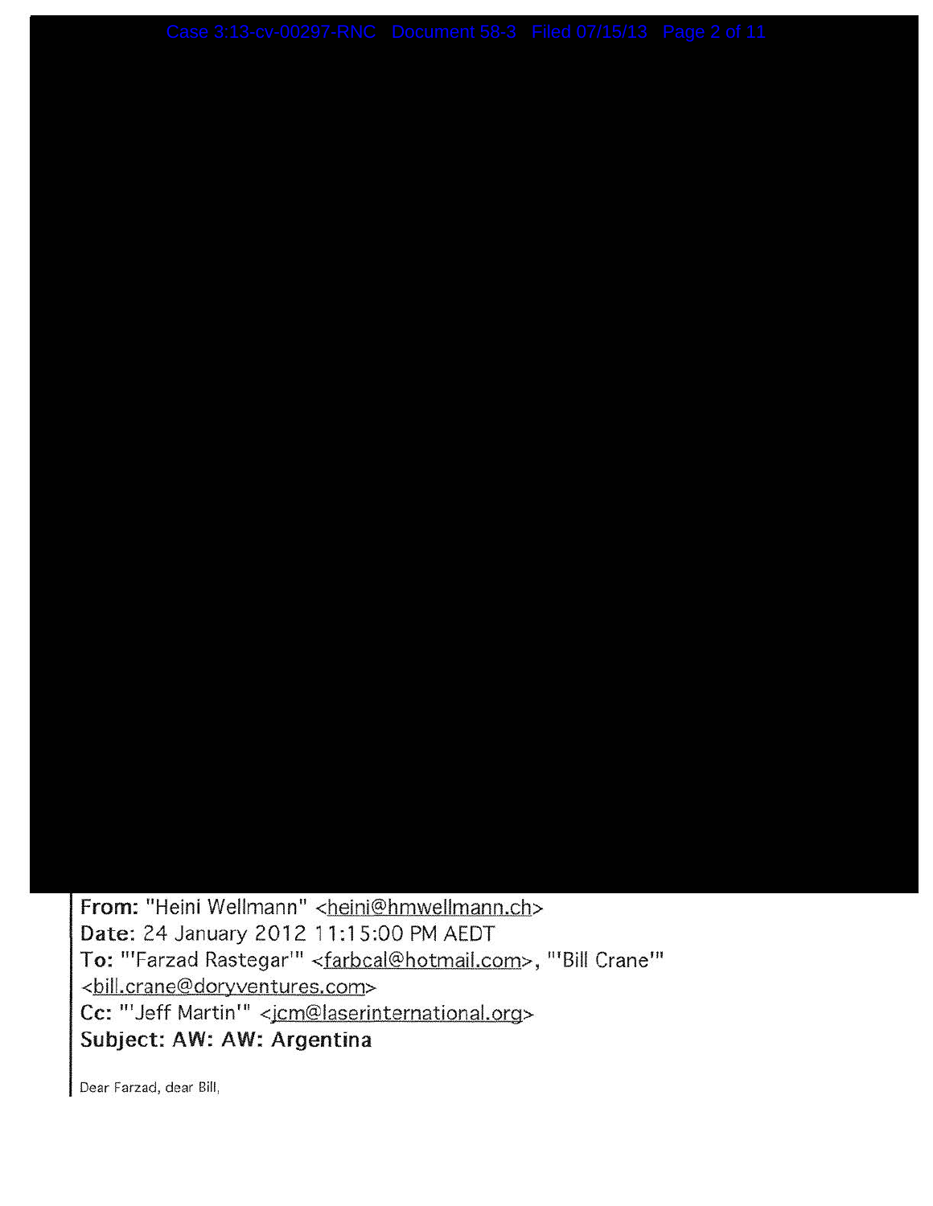**From:** "Heini Wellmann" <heini@hmwellmann.ch>
**Date:** 24 January 2012 11:15:00 PM AEDT
**To:** "'Farzad Rastegar'" <farbcal@hotmail.com>, "'Bill Crane'" <bill.crane@doryventures.com>
**Cc:** "'Jeff Martin'" <jcm@laserinternational.org>
**Subject: AW: AW: Argentina**

Dear Farzad, dear Bill,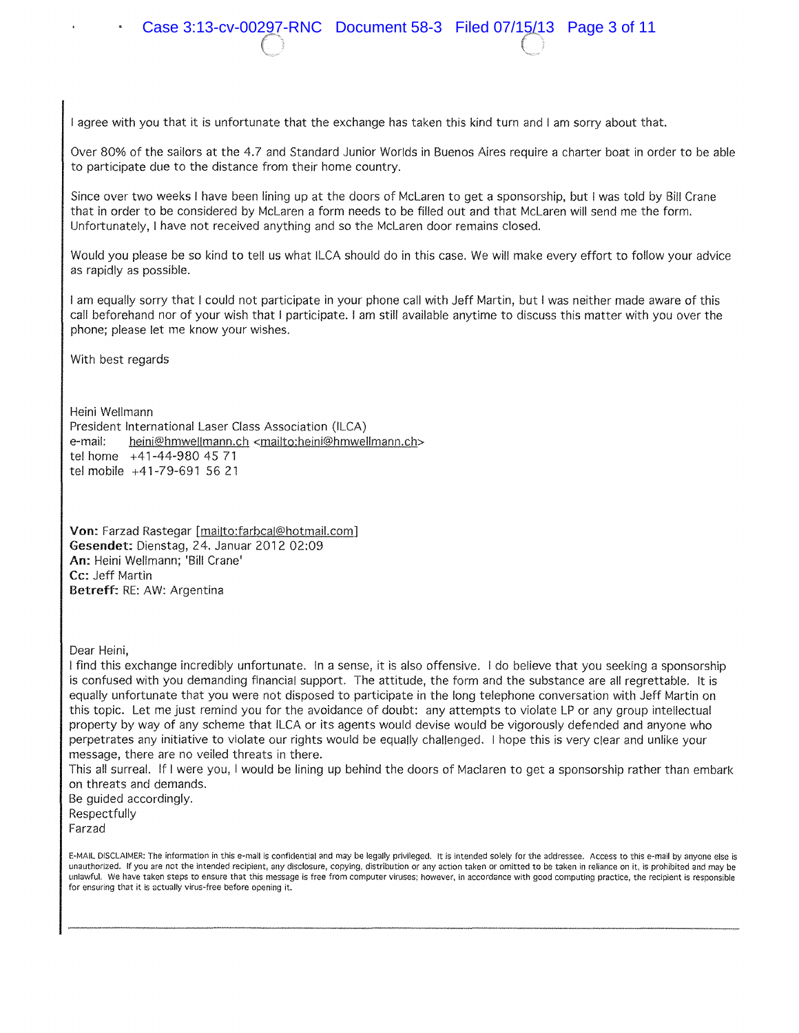I agree with you that it is unfortunate that the exchange has taken this kind turn and I am sorry about that.

Over 80% of the sailors at the 4.7 and Standard Junior Worlds in Buenos Aires require a charter boat in order to be able to participate due to the distance from their home country.

Since over two weeks I have been lining up at the doors of McLaren to get a sponsorship, but I was told by Bill Crane that in order to be considered by McLaren a form needs to be filled out and that McLaren will send me the form. Unfortunately, I have not received anything and so the McLaren door remains closed.

Would you please be so kind to tell us what ILCA should do in this case. We will make every effort to follow your advice as rapidly as possible.

I am equally sorry that I could not participate in your phone call with Jeff Martin, but I was neither made aware of this call beforehand nor of your wish that I participate. I am still available anytime to discuss this matter with you over the phone; please let me know your wishes.

With best regards

Heini Wellmann
President International Laser Class Association (ILCA)
e-mail: heini@hmwellmann.ch <mailto:heini@hmwellmann.ch>
tel home +41-44-980 45 71
tel mobile +41-79-691 56 21

**Von:** Farzad Rastegar [mailto:farbcal@hotmail.com]
**Gesendet:** Dienstag, 24. Januar 2012 02:09
**An:** Heini Wellmann; 'Bill Crane'
**Cc:** Jeff Martin
**Betreff:** RE: AW: Argentina

Dear Heini,
I find this exchange incredibly unfortunate. In a sense, it is also offensive. I do believe that you seeking a sponsorship is confused with you demanding financial support. The attitude, the form and the substance are all regrettable. It is equally unfortunate that you were not disposed to participate in the long telephone conversation with Jeff Martin on this topic. Let me just remind you for the avoidance of doubt: any attempts to violate LP or any group intellectual property by way of any scheme that ILCA or its agents would devise would be vigorously defended and anyone who perpetrates any initiative to violate our rights would be equally challenged. I hope this is very clear and unlike your message, there are no veiled threats in there.
This all surreal. If I were you, I would be lining up behind the doors of Maclaren to get a sponsorship rather than embark on threats and demands.
Be guided accordingly.
Respectfully
Farzad

E-MAIL DISCLAIMER: The information in this e-mail is confidential and may be legally privileged. It is intended solely for the addressee. Access to this e-mail by anyone else is unauthorized. If you are not the intended recipient, any disclosure, copying, distribution or any action taken or omitted to be taken in reliance on it, is prohibited and may be unlawful. We have taken steps to ensure that this message is free from computer viruses; however, in accordance with good computing practice, the recipient is responsible for ensuring that it is actually virus-free before opening it.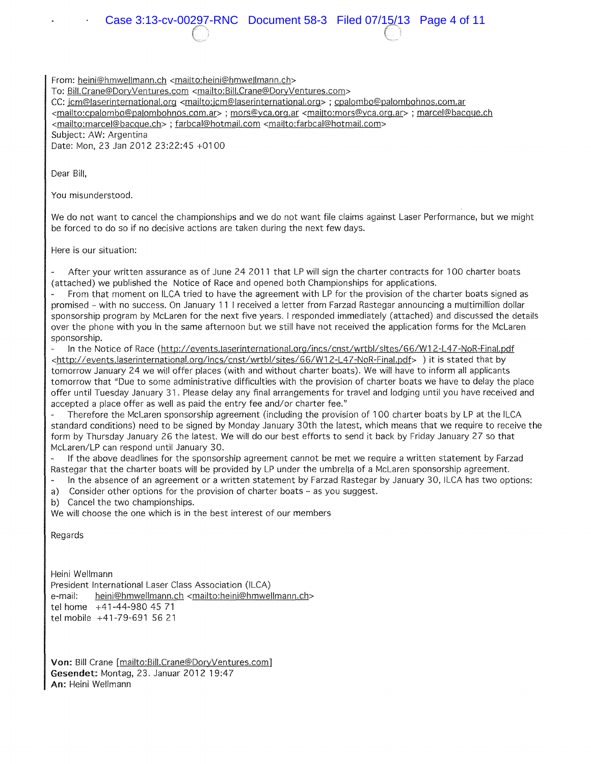From: heini@hmwellmann.ch <mailto:heini@hmwellmann.ch>
To: Bill.Crane@DoryVentures.com <mailto:Bill.Crane@DoryVentures.com>
CC: jcm@laserinternational.org <mailto:jcm@laserinternational.org> ; cpalombo@palombohnos.com.ar <mailto:cpalombo@palombohnos.com.ar> ; mors@yca.org.ar <mailto:mors@yca.org.ar> ; marcel@bacque.ch <mailto:marcel@bacque.ch> ; farbcal@hotmail.com <mailto:farbcal@hotmail.com>
Subject: AW: Argentina
Date: Mon, 23 Jan 2012 23:22:45 +0100

Dear Bill,

You misunderstood.

We do not want to cancel the championships and we do not want file claims against Laser Performance, but we might be forced to do so if no decisive actions are taken during the next few days.

Here is our situation:

- After your written assurance as of June 24 2011 that LP will sign the charter contracts for 100 charter boats (attached) we published the Notice of Race and opened both Championships for applications.
- From that moment on ILCA tried to have the agreement with LP for the provision of the charter boats signed as promised – with no success. On January 11 I received a letter from Farzad Rastegar announcing a multimillion dollar sponsorship program by McLaren for the next five years. I responded immediately (attached) and discussed the details over the phone with you in the same afternoon but we still have not received the application forms for the McLaren sponsorship.
- In the Notice of Race (http://events.laserinternational.org/incs/cnst/wrtbl/sites/66/W12-L47-NoR-Final.pdf <http://events.laserinternational.org/incs/cnst/wrtbl/sites/66/W12-L47-NoR-Final.pdf> ) it is stated that by tomorrow January 24 we will offer places (with and without charter boats). We will have to inform all applicants tomorrow that "Due to some administrative difficulties with the provision of charter boats we have to delay the place offer until Tuesday January 31. Please delay any final arrangements for travel and lodging until you have received and accepted a place offer as well as paid the entry fee and/or charter fee."
- Therefore the McLaren sponsorship agreement (including the provision of 100 charter boats by LP at the ILCA standard conditions) need to be signed by Monday January 30th the latest, which means that we require to receive the form by Thursday January 26 the latest. We will do our best efforts to send it back by Friday January 27 so that McLaren/LP can respond until January 30.
- If the above deadlines for the sponsorship agreement cannot be met we require a written statement by Farzad Rastegar that the charter boats will be provided by LP under the umbrella of a McLaren sponsorship agreement.
- In the absence of an agreement or a written statement by Farzad Rastegar by January 30, ILCA has two options:

a) Consider other options for the provision of charter boats – as you suggest.
b) Cancel the two championships.

We will choose the one which is in the best interest of our members

Regards

Heini Wellmann
President International Laser Class Association (ILCA)
e-mail: heini@hmwellmann.ch <mailto:heini@hmwellmann.ch>
tel home +41-44-980 45 71
tel mobile +41-79-691 56 21

**Von:** Bill Crane [mailto:Bill.Crane@DoryVentures.com]
**Gesendet:** Montag, 23. Januar 2012 19:47
**An:** Heini Wellmann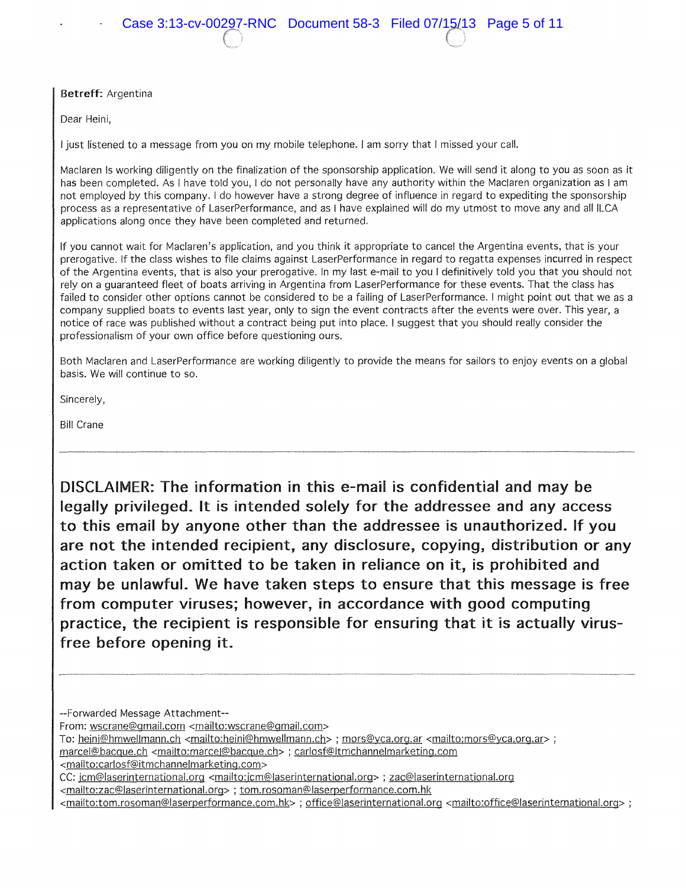**Betreff:** Argentina

Dear Heini,

I just listened to a message from you on my mobile telephone. I am sorry that I missed your call.

Maclaren Is working diligently on the finalization of the sponsorship application. We will send it along to you as soon as it has been completed. As I have told you, I do not personally have any authority within the Maclaren organization as I am not employed by this company. I do however have a strong degree of influence in regard to expediting the sponsorship process as a representative of LaserPerformance, and as I have explained will do my utmost to move any and all ILCA applications along once they have been completed and returned.

If you cannot wait for Maclaren's application, and you think it appropriate to cancel the Argentina events, that is your prerogative. If the class wishes to file claims against LaserPerformance in regard to regatta expenses incurred in respect of the Argentina events, that is also your prerogative. In my last e-mail to you I definitively told you that you should not rely on a guaranteed fleet of boats arriving in Argentina from LaserPerformance for these events. That the class has failed to consider other options cannot be considered to be a failing of LaserPerformance. I might point out that we as a company supplied boats to events last year, only to sign the event contracts after the events were over. This year, a notice of race was published without a contract being put into place. I suggest that you should really consider the professionalism of your own office before questioning ours.

Both Maclaren and LaserPerformance are working diligently to provide the means for sailors to enjoy events on a global basis. We will continue to so.

Sincerely,

Bill Crane

---

**DISCLAIMER: The information in this e-mail is confidential and may be legally privileged. It is intended solely for the addressee and any access to this email by anyone other than the addressee is unauthorized. If you are not the intended recipient, any disclosure, copying, distribution or any action taken or omitted to be taken in reliance on it, is prohibited and may be unlawful. We have taken steps to ensure that this message is free from computer viruses; however, in accordance with good computing practice, the recipient is responsible for ensuring that it is actually virus-free before opening it.**

---

--Forwarded Message Attachment--
From: wscrane@gmail.com <mailto:wscrane@gmail.com>
To: heini@hmwellmann.ch <mailto:heini@hmwellmann.ch> ; mors@yca.org.ar <mailto:mors@yca.org.ar> ; marcel@bacque.ch <mailto:marcel@bacque.ch> ; carlosf@itmchannelmarketing.com <mailto:carlosf@itmchannelmarketing.com>
CC: jcm@laserinternational.org <mailto:jcm@laserinternational.org> ; zac@laserinternational.org <mailto:zac@laserinternational.org> ; tom.rosoman@laserperformance.com.hk <mailto:tom.rosoman@laserperformance.com.hk> ; office@laserinternational.org <mailto:office@laserinternational.org> ;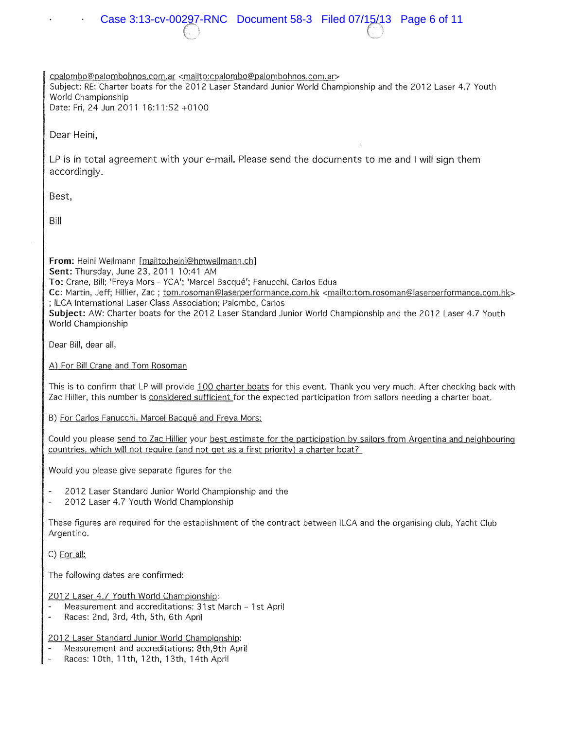cpalombo@palombohnos.com.ar <mailto:cpalombo@palombohnos.com.ar>
Subject: RE: Charter boats for the 2012 Laser Standard Junior World Championship and the 2012 Laser 4.7 Youth World Championship
Date: Fri, 24 Jun 2011 16:11:52 +0100

Dear Heini,

LP is in total agreement with your e-mail. Please send the documents to me and I will sign them accordingly.

Best,

Bill

**From:** Heini Wellmann [mailto:heini@hmwellmann.ch]
**Sent:** Thursday, June 23, 2011 10:41 AM
**To:** Crane, Bill; 'Freya Mors - YCA'; 'Marcel Bacqué'; Fanucchi, Carlos Edua
**Cc:** Martin, Jeff; Hillier, Zac ; tom.rosoman@laserperformance.com.hk <mailto:tom.rosoman@laserperformance.com.hk> ; ILCA International Laser Class Association; Palombo, Carlos
**Subject:** AW: Charter boats for the 2012 Laser Standard Junior World Championship and the 2012 Laser 4.7 Youth World Championship

Dear Bill, dear all,

A) For Bill Crane and Tom Rosoman

This is to confirm that LP will provide 100 charter boats for this event. Thank you very much. After checking back with Zac Hillier, this number is considered sufficient for the expected participation from sailors needing a charter boat.

B) For Carlos Fanucchi, Marcel Bacqué and Freya Mors:

Could you please send to Zac Hillier your best estimate for the participation by sailors from Argentina and neighbouring countries, which will not require (and not get as a first priority) a charter boat?

Would you please give separate figures for the

- 2012 Laser Standard Junior World Championship and the
- 2012 Laser 4.7 Youth World Championship

These figures are required for the establishment of the contract between ILCA and the organising club, Yacht Club Argentino.

C) For all:

The following dates are confirmed:

2012 Laser 4.7 Youth World Championship:
- Measurement and accreditations: 31st March – 1st April
- Races: 2nd, 3rd, 4th, 5th, 6th April

2012 Laser Standard Junior World Championship:
- Measurement and accreditations: 8th, 9th April
- Races: 10th, 11th, 12th, 13th, 14th April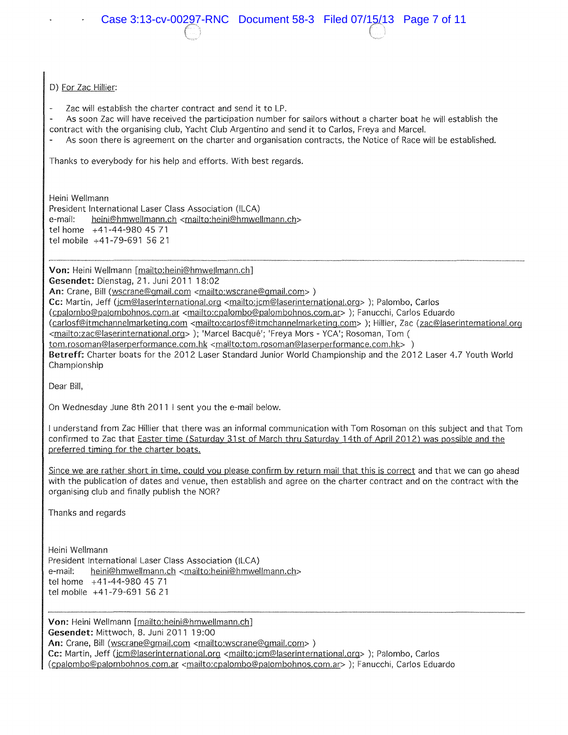D) For Zac Hillier:

- Zac will establish the charter contract and send it to LP.
- As soon Zac will have received the participation number for sailors without a charter boat he will establish the contract with the organising club, Yacht Club Argentino and send it to Carlos, Freya and Marcel.
- As soon there is agreement on the charter and organisation contracts, the Notice of Race will be established.

Thanks to everybody for his help and efforts. With best regards.

Heini Wellmann
President International Laser Class Association (ILCA)
e-mail: heini@hmwellmann.ch <mailto:heini@hmwellmann.ch>
tel home +41-44-980 45 71
tel mobile +41-79-691 56 21

---

**Von:** Heini Wellmann [mailto:heini@hmwellmann.ch]
**Gesendet:** Dienstag, 21. Juni 2011 18:02
**An:** Crane, Bill (wscrane@gmail.com <mailto:wscrane@gmail.com> )
**Cc:** Martin, Jeff (jcm@laserinternational.org <mailto:jcm@laserinternational.org> ); Palombo, Carlos (cpalombo@palombohnos.com.ar <mailto:cpalombo@palombohnos.com.ar> ); Fanucchi, Carlos Eduardo (carlosf@itmchannelmarketing.com <mailto:carlosf@itmchannelmarketing.com> ); Hillier, Zac (zac@laserinternational.org <mailto:zac@laserinternational.org> ); 'Marcel Bacqué'; 'Freya Mors - YCA'; Rosoman, Tom ( tom.rosoman@laserperformance.com.hk <mailto:tom.rosoman@laserperformance.com.hk> )
**Betreff:** Charter boats for the 2012 Laser Standard Junior World Championship and the 2012 Laser 4.7 Youth World Championship

Dear Bill,

On Wednesday June 8th 2011 I sent you the e-mail below.

I understand from Zac Hillier that there was an informal communication with Tom Rosoman on this subject and that Tom confirmed to Zac that Easter time (Saturday 31st of March thru Saturday 14th of April 2012) was possible and the preferred timing for the charter boats.

Since we are rather short in time, could you please confirm by return mail that this is correct and that we can go ahead with the publication of dates and venue, then establish and agree on the charter contract and on the contract with the organising club and finally publish the NOR?

Thanks and regards

Heini Wellmann
President International Laser Class Association (ILCA)
e-mail: heini@hmwellmann.ch <mailto:heini@hmwellmann.ch>
tel home +41-44-980 45 71
tel mobile +41-79-691 56 21

---

**Von:** Heini Wellmann [mailto:heini@hmwellmann.ch]
**Gesendet:** Mittwoch, 8. Juni 2011 19:00
**An:** Crane, Bill (wscrane@gmail.com <mailto:wscrane@gmail.com> )
**Cc:** Martin, Jeff (jcm@laserinternational.org <mailto:jcm@laserinternational.org> ); Palombo, Carlos (cpalombo@palombohnos.com.ar <mailto:cpalombo@palombohnos.com.ar> ); Fanucchi, Carlos Eduardo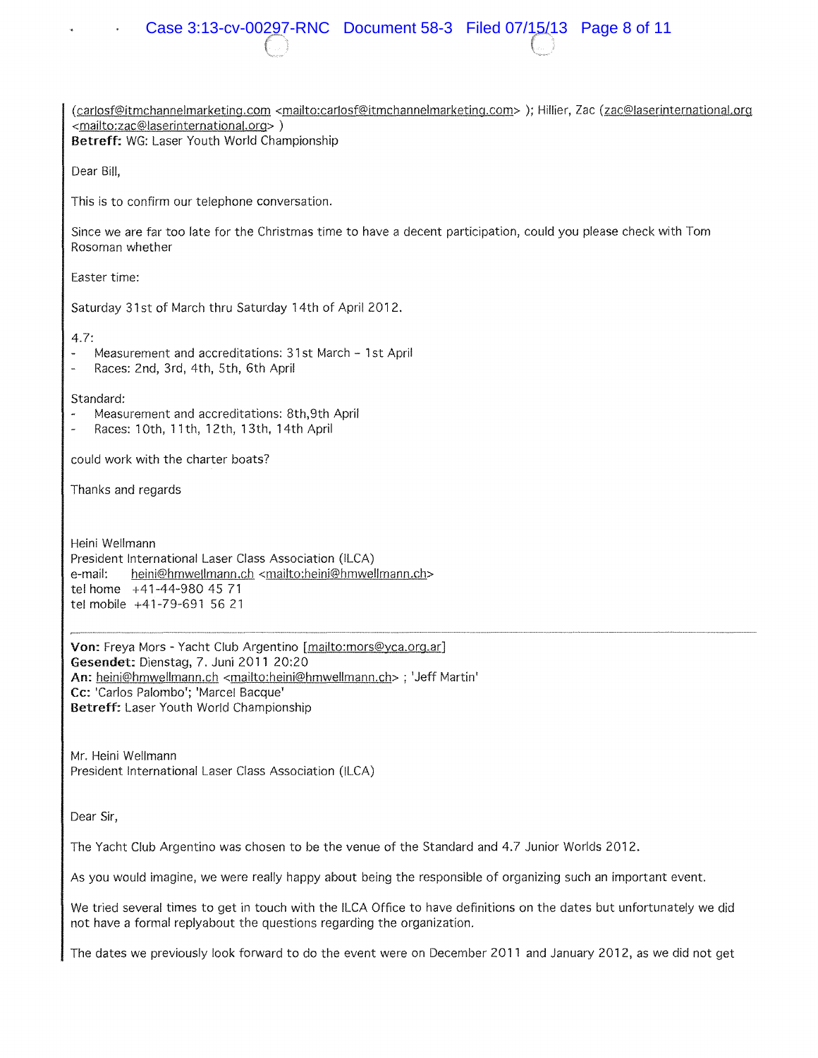(carlosf@itmchannelmarketing.com <mailto:carlosf@itmchannelmarketing.com> ); Hillier, Zac (zac@laserinternational.org <mailto:zac@laserinternational.org> )
**Betreff:** WG: Laser Youth World Championship

Dear Bill,

This is to confirm our telephone conversation.

Since we are far too late for the Christmas time to have a decent participation, could you please check with Tom Rosoman whether

Easter time:

Saturday 31st of March thru Saturday 14th of April 2012.

4.7:
- Measurement and accreditations: 31st March – 1st April
- Races: 2nd, 3rd, 4th, 5th, 6th April

Standard:
- Measurement and accreditations: 8th,9th April
- Races: 10th, 11th, 12th, 13th, 14th April

could work with the charter boats?

Thanks and regards

Heini Wellmann
President International Laser Class Association (ILCA)
e-mail: heini@hmwellmann.ch <mailto:heini@hmwellmann.ch>
tel home +41-44-980 45 71
tel mobile +41-79-691 56 21

---

**Von:** Freya Mors - Yacht Club Argentino [mailto:mors@yca.org.ar]
**Gesendet:** Dienstag, 7. Juni 2011 20:20
**An:** heini@hmwellmann.ch <mailto:heini@hmwellmann.ch> ; 'Jeff Martin'
**Cc:** 'Carlos Palombo'; 'Marcel Bacque'
**Betreff:** Laser Youth World Championship

Mr. Heini Wellmann
President International Laser Class Association (ILCA)

Dear Sir,

The Yacht Club Argentino was chosen to be the venue of the Standard and 4.7 Junior Worlds 2012.

As you would imagine, we were really happy about being the responsible of organizing such an important event.

We tried several times to get in touch with the ILCA Office to have definitions on the dates but unfortunately we did not have a formal replyabout the questions regarding the organization.

The dates we previously look forward to do the event were on December 2011 and January 2012, as we did not get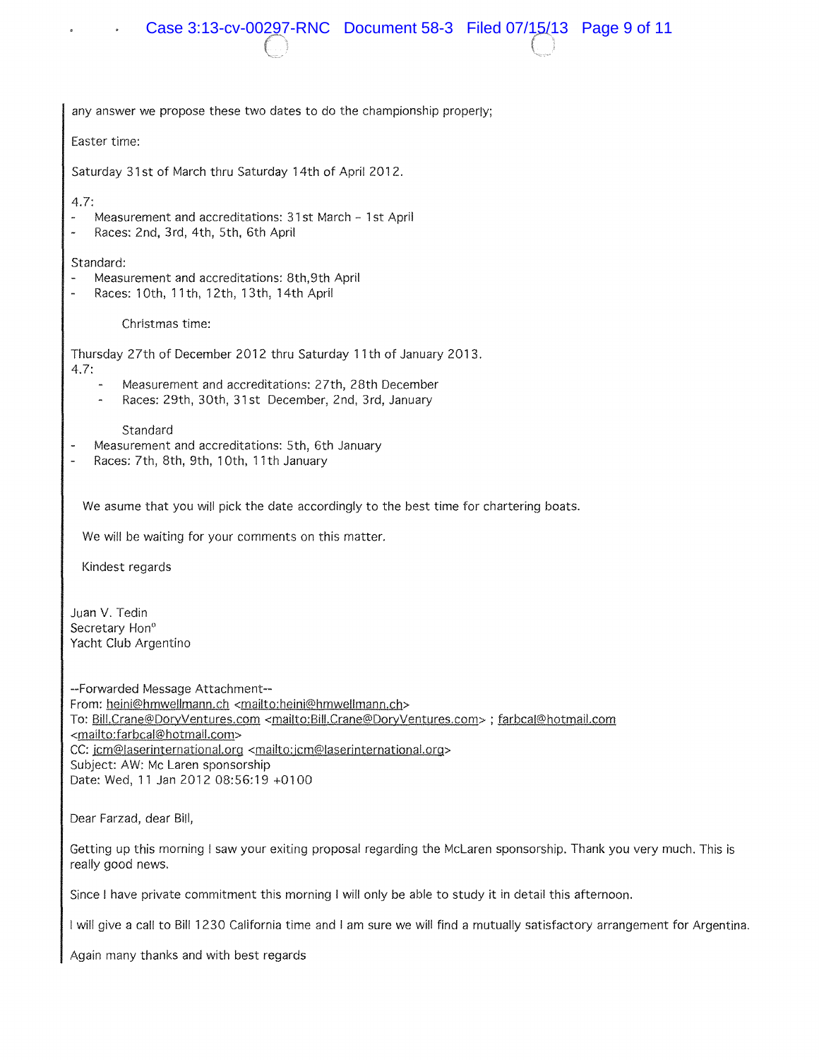any answer we propose these two dates to do the championship properly;

Easter time:

Saturday 31st of March thru Saturday 14th of April 2012.

4.7:

- Measurement and accreditations: 31st March - 1st April
- Races: 2nd, 3rd, 4th, 5th, 6th April

Standard:

- Measurement and accreditations: 8th,9th April
- Races: 10th, 11th, 12th, 13th, 14th April

Christmas time:

Thursday 27th of December 2012 thru Saturday 11th of January 2013.

4.7:

- Measurement and accreditations: 27th, 28th December
- Races: 29th, 30th, 31st December, 2nd, 3rd, January

Standard

- Measurement and accreditations: 5th, 6th January
- Races: 7th, 8th, 9th, 10th, 11th January

We asume that you will pick the date accordingly to the best time for chartering boats.

We will be waiting for your comments on this matter.

Kindest regards

Juan V. Tedin
Secretary Hon°
Yacht Club Argentino

--Forwarded Message Attachment--
From: heini@hmwellmann.ch <mailto:heini@hmwellmann.ch>
To: Bill.Crane@DoryVentures.com <mailto:Bill.Crane@DoryVentures.com> ; farbcal@hotmail.com <mailto:farbcal@hotmail.com>
CC: jcm@laserinternational.org <mailto:jcm@laserinternational.org>
Subject: AW: Mc Laren sponsorship
Date: Wed, 11 Jan 2012 08:56:19 +0100

Dear Farzad, dear Bill,

Getting up this morning I saw your exiting proposal regarding the McLaren sponsorship. Thank you very much. This is really good news.

Since I have private commitment this morning I will only be able to study it in detail this afternoon.

I will give a call to Bill 1230 California time and I am sure we will find a mutually satisfactory arrangement for Argentina.

Again many thanks and with best regards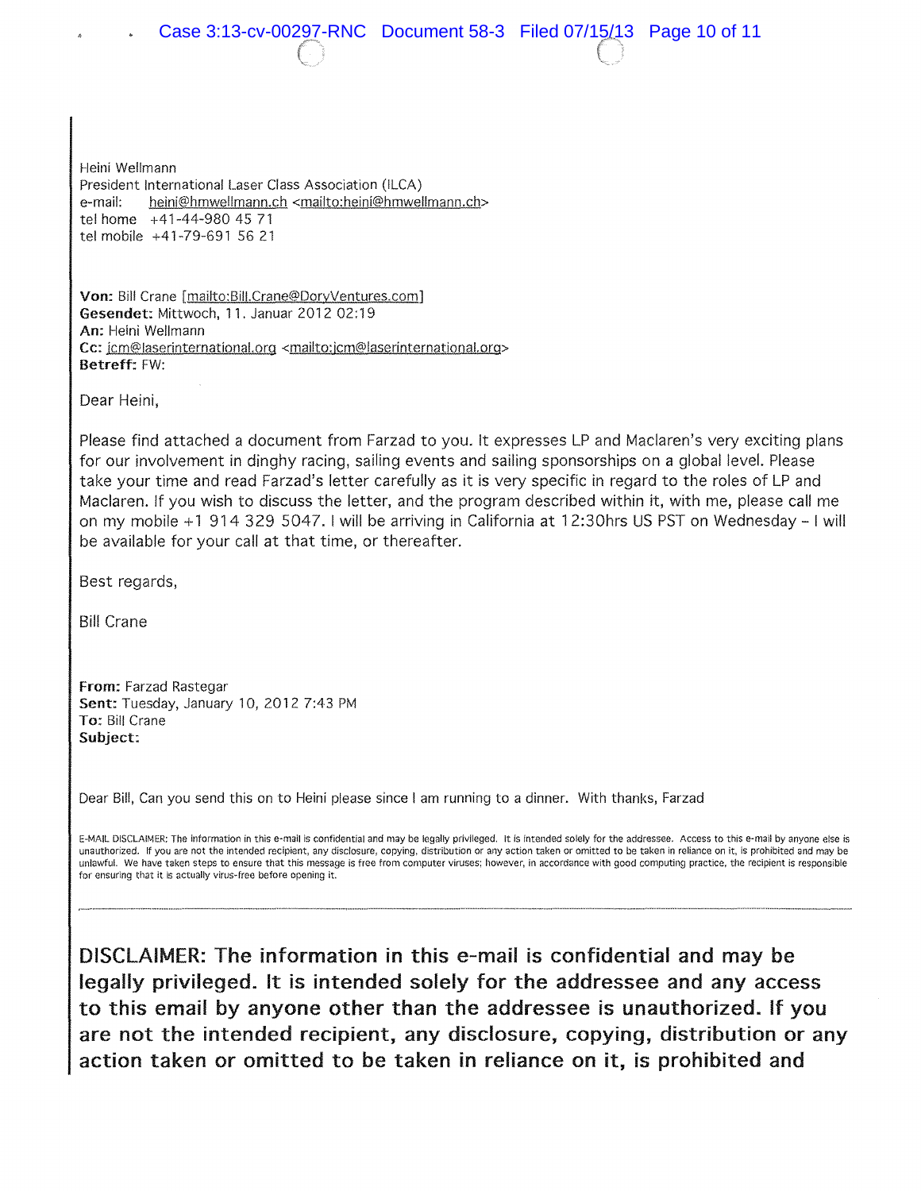Heini Wellmann
President International Laser Class Association (ILCA)
e-mail: heini@hmwellmann.ch <mailto:heini@hmwellmann.ch>
tel home +41-44-980 45 71
tel mobile +41-79-691 56 21

**Von:** Bill Crane [mailto:Bill.Crane@DoryVentures.com]
**Gesendet:** Mittwoch, 11. Januar 2012 02:19
**An:** Heini Wellmann
**Cc:** jcm@laserinternational.org <mailto:jcm@laserinternational.org>
**Betreff:** FW:

Dear Heini,

Please find attached a document from Farzad to you. It expresses LP and Maclaren's very exciting plans for our involvement in dinghy racing, sailing events and sailing sponsorships on a global level. Please take your time and read Farzad's letter carefully as it is very specific in regard to the roles of LP and Maclaren. If you wish to discuss the letter, and the program described within it, with me, please call me on my mobile +1 914 329 5047. I will be arriving in California at 12:30hrs US PST on Wednesday – I will be available for your call at that time, or thereafter.

Best regards,

Bill Crane

**From:** Farzad Rastegar
**Sent:** Tuesday, January 10, 2012 7:43 PM
**To:** Bill Crane
**Subject:**

Dear Bill, Can you send this on to Heini please since I am running to a dinner. With thanks, Farzad

E-MAIL DISCLAIMER: The information in this e-mail is confidential and may be legally privileged. It is intended solely for the addressee. Access to this e-mail by anyone else is unauthorized. If you are not the intended recipient, any disclosure, copying, distribution or any action taken or omitted to be taken in reliance on it, is prohibited and may be unlawful. We have taken steps to ensure that this message is free from computer viruses; however, in accordance with good computing practice, the recipient is responsible for ensuring that it is actually virus-free before opening it.

---

**DISCLAIMER: The information in this e-mail is confidential and may be legally privileged. It is intended solely for the addressee and any access to this email by anyone other than the addressee is unauthorized. If you are not the intended recipient, any disclosure, copying, distribution or any action taken or omitted to be taken in reliance on it, is prohibited and**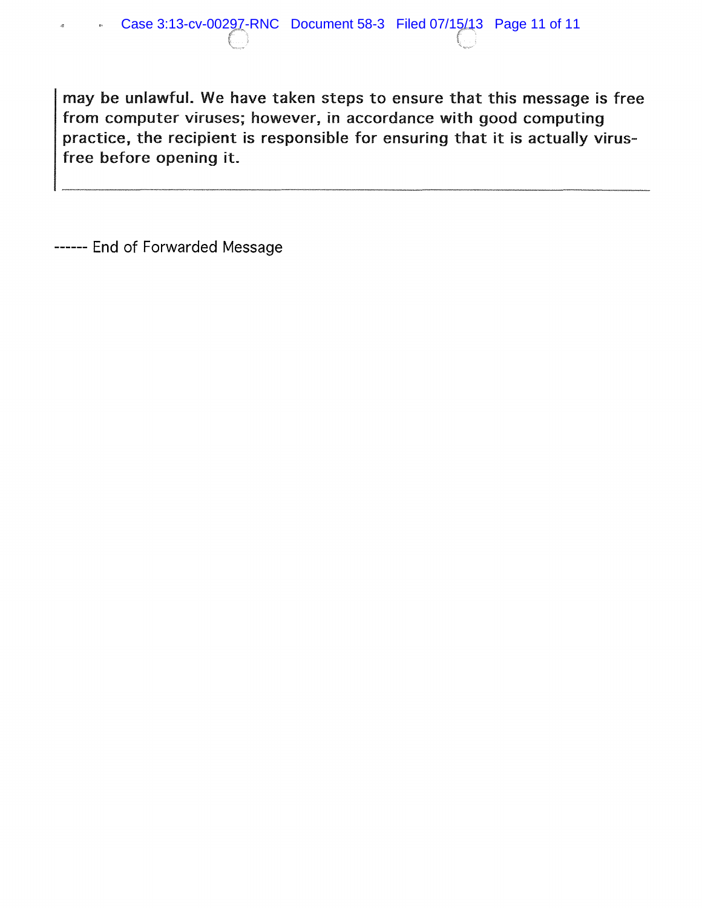> may be unlawful. We have taken steps to ensure that this message is free from computer viruses; however, in accordance with good computing practice, the recipient is responsible for ensuring that it is actually virus-free before opening it.

---

------ End of Forwarded Message